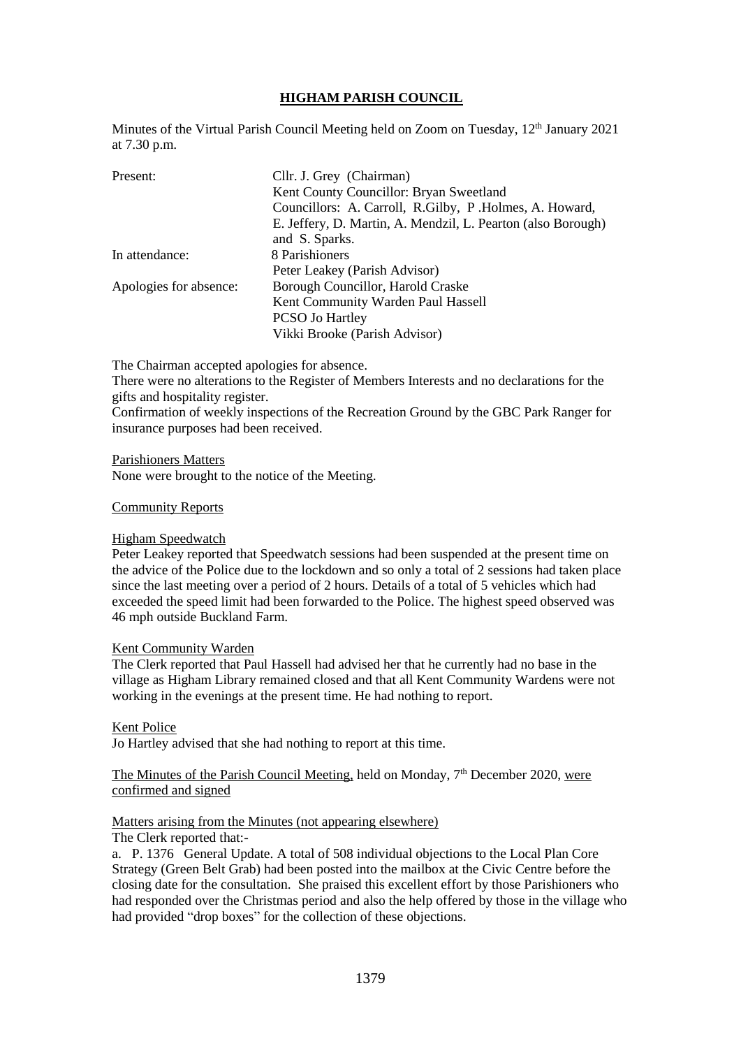# HIGHAM PARISH COUNCIL

Minutes of the Virtual Parish Council Meeting held on Zoom on Tuesday, 12th January 2021 at 7.30 p.m.

| | |
|---|---|
| Present: | Cllr. J. Grey (Chairman) |
| | Kent County Councillor: Bryan Sweetland |
| | Councillors: A. Carroll, R.Gilby, P .Holmes, A. Howard, E. Jeffery, D. Martin, A. Mendzil, L. Pearton (also Borough) and S. Sparks. |
| In attendance: | 8 Parishioners |
| | Peter Leakey (Parish Advisor) |
| Apologies for absence: | Borough Councillor, Harold Craske |
| | Kent Community Warden Paul Hassell |
| | PCSO Jo Hartley |
| | Vikki Brooke (Parish Advisor) |

The Chairman accepted apologies for absence.

There were no alterations to the Register of Members Interests and no declarations for the gifts and hospitality register.

Confirmation of weekly inspections of the Recreation Ground by the GBC Park Ranger for insurance purposes had been received.

Parishioners Matters

None were brought to the notice of the Meeting.

Community Reports

Higham Speedwatch

Peter Leakey reported that Speedwatch sessions had been suspended at the present time on the advice of the Police due to the lockdown and so only a total of 2 sessions had taken place since the last meeting over a period of 2 hours. Details of a total of 5 vehicles which had exceeded the speed limit had been forwarded to the Police. The highest speed observed was 46 mph outside Buckland Farm.

Kent Community Warden

The Clerk reported that Paul Hassell had advised her that he currently had no base in the village as Higham Library remained closed and that all Kent Community Wardens were not working in the evenings at the present time. He had nothing to report.

Kent Police

Jo Hartley advised that she had nothing to report at this time.

The Minutes of the Parish Council Meeting, held on Monday, 7th December 2020, were confirmed and signed

Matters arising from the Minutes (not appearing elsewhere)

The Clerk reported that:-

a. P. 1376 General Update. A total of 508 individual objections to the Local Plan Core Strategy (Green Belt Grab) had been posted into the mailbox at the Civic Centre before the closing date for the consultation. She praised this excellent effort by those Parishioners who had responded over the Christmas period and also the help offered by those in the village who had provided "drop boxes" for the collection of these objections.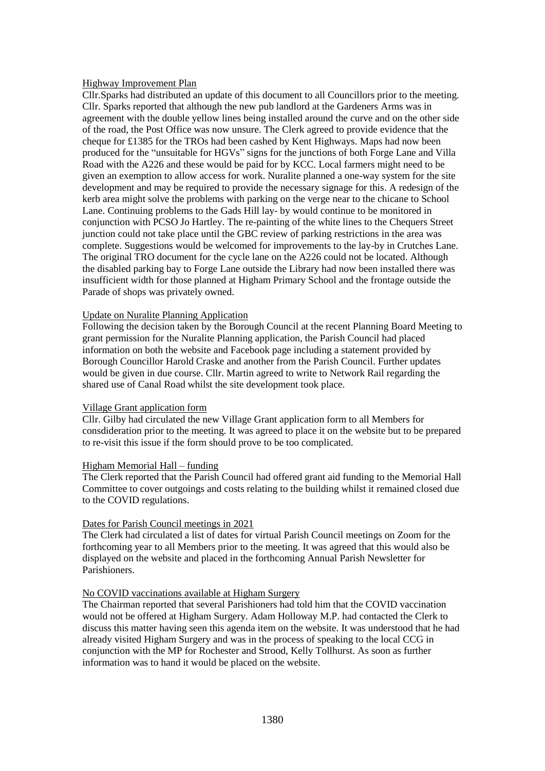Highway Improvement Plan

Cllr.Sparks had distributed an update of this document to all Councillors prior to the meeting. Cllr. Sparks reported that although the new pub landlord at the Gardeners Arms was in agreement with the double yellow lines being installed around the curve and on the other side of the road, the Post Office was now unsure. The Clerk agreed to provide evidence that the cheque for £1385 for the TROs had been cashed by Kent Highways. Maps had now been produced for the "unsuitable for HGVs" signs for the junctions of both Forge Lane and Villa Road with the A226 and these would be paid for by KCC. Local farmers might need to be given an exemption to allow access for work. Nuralite planned a one-way system for the site development and may be required to provide the necessary signage for this. A redesign of the kerb area might solve the problems with parking on the verge near to the chicane to School Lane. Continuing problems to the Gads Hill lay- by would continue to be monitored in conjunction with PCSO Jo Hartley. The re-painting of the white lines to the Chequers Street junction could not take place until the GBC review of parking restrictions in the area was complete. Suggestions would be welcomed for improvements to the lay-by in Crutches Lane. The original TRO document for the cycle lane on the A226 could not be located. Although the disabled parking bay to Forge Lane outside the Library had now been installed there was insufficient width for those planned at Higham Primary School and the frontage outside the Parade of shops was privately owned.

Update on Nuralite Planning Application

Following the decision taken by the Borough Council at the recent Planning Board Meeting to grant permission for the Nuralite Planning application, the Parish Council had placed information on both the website and Facebook page including a statement provided by Borough Councillor Harold Craske and another from the Parish Council. Further updates would be given in due course. Cllr. Martin agreed to write to Network Rail regarding the shared use of Canal Road whilst the site development took place.

Village Grant application form

Cllr. Gilby had circulated the new Village Grant application form to all Members for consdideration prior to the meeting. It was agreed to place it on the website but to be prepared to re-visit this issue if the form should prove to be too complicated.

Higham Memorial Hall – funding

The Clerk reported that the Parish Council had offered grant aid funding to the Memorial Hall Committee to cover outgoings and costs relating to the building whilst it remained closed due to the COVID regulations.

Dates for Parish Council meetings in 2021

The Clerk had circulated a list of dates for virtual Parish Council meetings on Zoom for the forthcoming year to all Members prior to the meeting. It was agreed that this would also be displayed on the website and placed in the forthcoming Annual Parish Newsletter for Parishioners.

No COVID vaccinations available at Higham Surgery

The Chairman reported that several Parishioners had told him that the COVID vaccination would not be offered at Higham Surgery. Adam Holloway M.P. had contacted the Clerk to discuss this matter having seen this agenda item on the website. It was understood that he had already visited Higham Surgery and was in the process of speaking to the local CCG in conjunction with the MP for Rochester and Strood, Kelly Tollhurst. As soon as further information was to hand it would be placed on the website.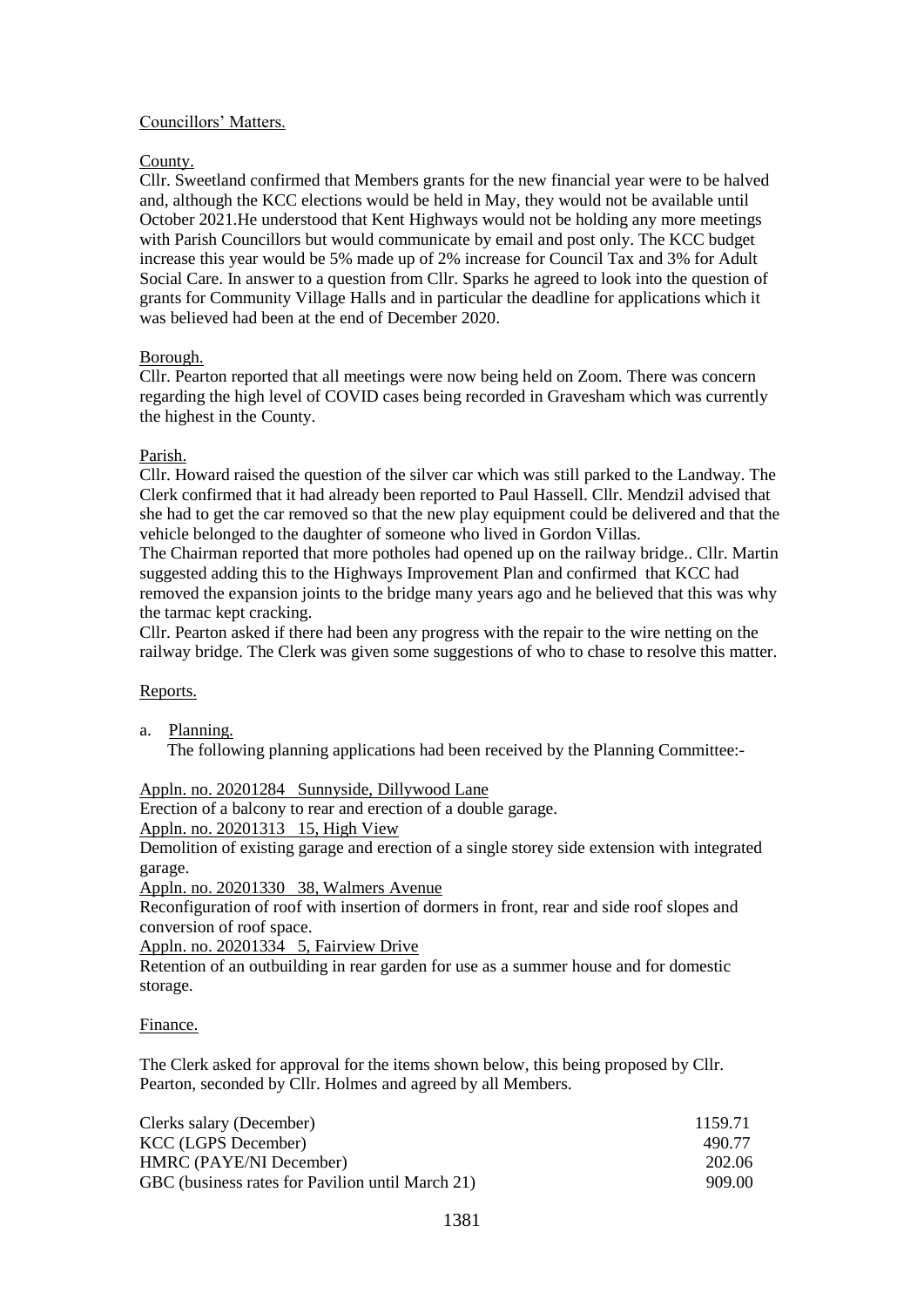Councillors' Matters.

County.

Cllr. Sweetland confirmed that Members grants for the new financial year were to be halved and, although the KCC elections would be held in May, they would not be available until October 2021.He understood that Kent Highways would not be holding any more meetings with Parish Councillors but would communicate by email and post only. The KCC budget increase this year would be 5% made up of 2% increase for Council Tax and 3% for Adult Social Care. In answer to a question from Cllr. Sparks he agreed to look into the question of grants for Community Village Halls and in particular the deadline for applications which it was believed had been at the end of December 2020.

Borough.

Cllr. Pearton reported that all meetings were now being held on Zoom. There was concern regarding the high level of COVID cases being recorded in Gravesham which was currently the highest in the County.

Parish.

Cllr. Howard raised the question of the silver car which was still parked to the Landway. The Clerk confirmed that it had already been reported to Paul Hassell. Cllr. Mendzil advised that she had to get the car removed so that the new play equipment could be delivered and that the vehicle belonged to the daughter of someone who lived in Gordon Villas.

The Chairman reported that more potholes had opened up on the railway bridge.. Cllr. Martin suggested adding this to the Highways Improvement Plan and confirmed that KCC had removed the expansion joints to the bridge many years ago and he believed that this was why the tarmac kept cracking.

Cllr. Pearton asked if there had been any progress with the repair to the wire netting on the railway bridge. The Clerk was given some suggestions of who to chase to resolve this matter.

Reports.

a. Planning.

The following planning applications had been received by the Planning Committee:-

Appln. no. 20201284 Sunnyside, Dillywood Lane

Erection of a balcony to rear and erection of a double garage.

Appln. no. 20201313 15, High View

Demolition of existing garage and erection of a single storey side extension with integrated garage.

Appln. no. 20201330 38, Walmers Avenue

Reconfiguration of roof with insertion of dormers in front, rear and side roof slopes and conversion of roof space.

Appln. no. 20201334 5, Fairview Drive

Retention of an outbuilding in rear garden for use as a summer house and for domestic storage.

Finance.

The Clerk asked for approval for the items shown below, this being proposed by Cllr. Pearton, seconded by Cllr. Holmes and agreed by all Members.

| | |
|---|---|
| Clerks salary (December) | 1159.71 |
| KCC (LGPS December) | 490.77 |
| HMRC (PAYE/NI December) | 202.06 |
| GBC (business rates for Pavilion until March 21) | 909.00 |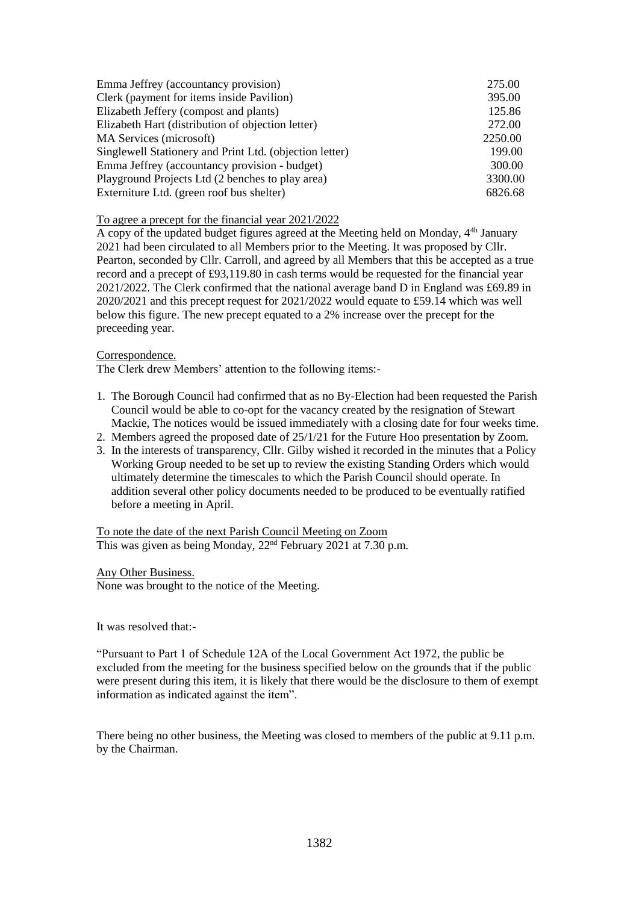| | |
|---|---|
| Emma Jeffrey (accountancy provision) | 275.00 |
| Clerk (payment for items inside Pavilion) | 395.00 |
| Elizabeth Jeffery (compost and plants) | 125.86 |
| Elizabeth Hart (distribution of objection letter) | 272.00 |
| MA Services (microsoft) | 2250.00 |
| Singlewell Stationery and Print Ltd. (objection letter) | 199.00 |
| Emma Jeffrey (accountancy provision - budget) | 300.00 |
| Playground Projects Ltd (2 benches to play area) | 3300.00 |
| Externiture Ltd. (green roof bus shelter) | 6826.68 |

To agree a precept for the financial year 2021/2022

A copy of the updated budget figures agreed at the Meeting held on Monday, 4th January 2021 had been circulated to all Members prior to the Meeting. It was proposed by Cllr. Pearton, seconded by Cllr. Carroll, and agreed by all Members that this be accepted as a true record and a precept of £93,119.80 in cash terms would be requested for the financial year 2021/2022. The Clerk confirmed that the national average band D in England was £69.89 in 2020/2021 and this precept request for 2021/2022 would equate to £59.14 which was well below this figure. The new precept equated to a 2% increase over the precept for the preceeding year.

Correspondence.

The Clerk drew Members' attention to the following items:-

1. The Borough Council had confirmed that as no By-Election had been requested the Parish Council would be able to co-opt for the vacancy created by the resignation of Stewart Mackie, The notices would be issued immediately with a closing date for four weeks time.
2. Members agreed the proposed date of 25/1/21 for the Future Hoo presentation by Zoom.
3. In the interests of transparency, Cllr. Gilby wished it recorded in the minutes that a Policy Working Group needed to be set up to review the existing Standing Orders which would ultimately determine the timescales to which the Parish Council should operate. In addition several other policy documents needed to be produced to be eventually ratified before a meeting in April.

To note the date of the next Parish Council Meeting on Zoom

This was given as being Monday, 22nd February 2021 at 7.30 p.m.

Any Other Business.

None was brought to the notice of the Meeting.

It was resolved that:-

"Pursuant to Part 1 of Schedule 12A of the Local Government Act 1972, the public be excluded from the meeting for the business specified below on the grounds that if the public were present during this item, it is likely that there would be the disclosure to them of exempt information as indicated against the item".

There being no other business, the Meeting was closed to members of the public at 9.11 p.m. by the Chairman.